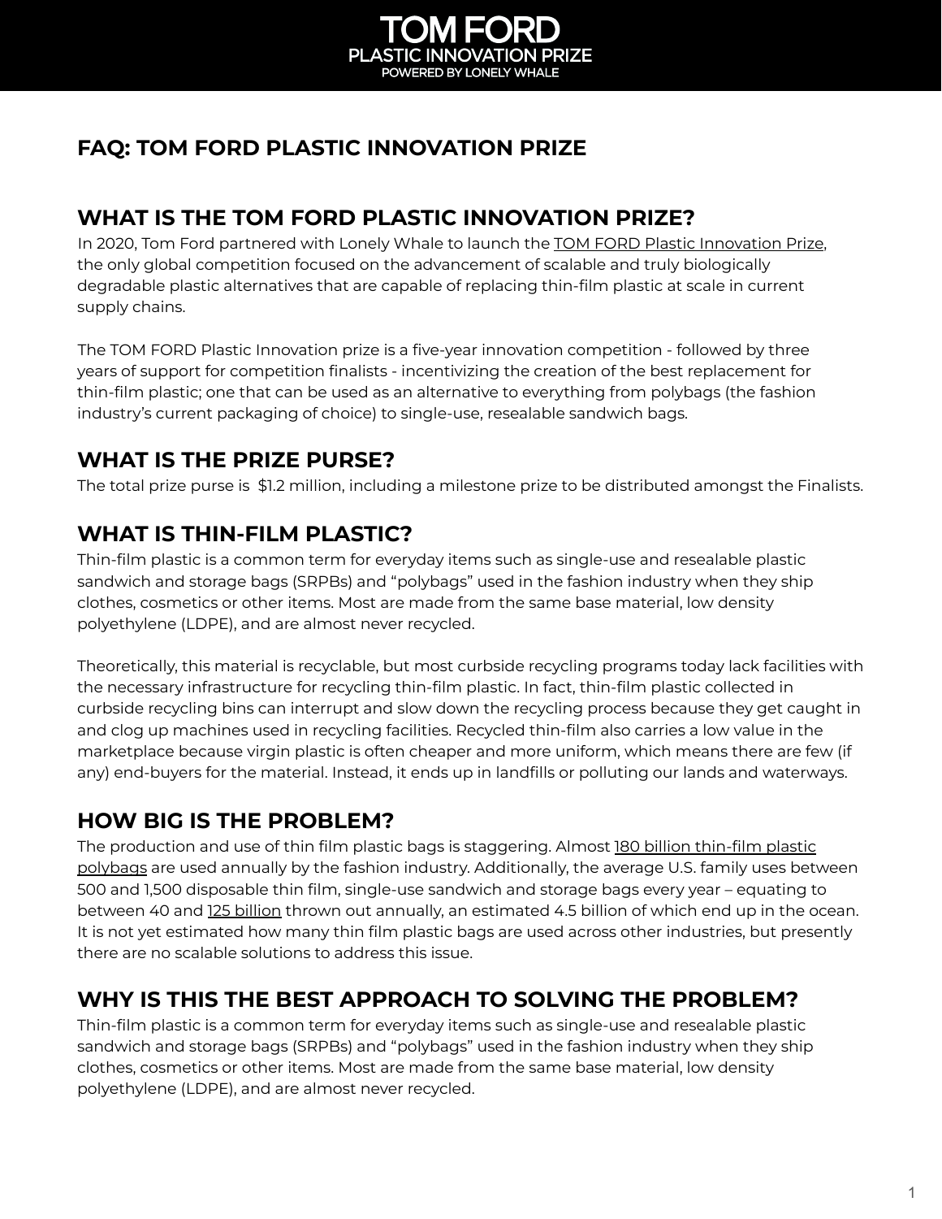TOM FORD
PLASTIC INNOVATION PRIZE
POWERED BY LONELY WHALE

# FAQ: TOM FORD PLASTIC INNOVATION PRIZE

## WHAT IS THE TOM FORD PLASTIC INNOVATION PRIZE?

In 2020, Tom Ford partnered with Lonely Whale to launch the TOM FORD Plastic Innovation Prize, the only global competition focused on the advancement of scalable and truly biologically degradable plastic alternatives that are capable of replacing thin-film plastic at scale in current supply chains.

The TOM FORD Plastic Innovation prize is a five-year innovation competition - followed by three years of support for competition finalists - incentivizing the creation of the best replacement for thin-film plastic; one that can be used as an alternative to everything from polybags (the fashion industry's current packaging of choice) to single-use, resealable sandwich bags.

## WHAT IS THE PRIZE PURSE?

The total prize purse is $1.2 million, including a milestone prize to be distributed amongst the Finalists.

## WHAT IS THIN-FILM PLASTIC?

Thin-film plastic is a common term for everyday items such as single-use and resealable plastic sandwich and storage bags (SRPBs) and "polybags" used in the fashion industry when they ship clothes, cosmetics or other items. Most are made from the same base material, low density polyethylene (LDPE), and are almost never recycled.

Theoretically, this material is recyclable, but most curbside recycling programs today lack facilities with the necessary infrastructure for recycling thin-film plastic. In fact, thin-film plastic collected in curbside recycling bins can interrupt and slow down the recycling process because they get caught in and clog up machines used in recycling facilities. Recycled thin-film also carries a low value in the marketplace because virgin plastic is often cheaper and more uniform, which means there are few (if any) end-buyers for the material. Instead, it ends up in landfills or polluting our lands and waterways.

## HOW BIG IS THE PROBLEM?

The production and use of thin film plastic bags is staggering. Almost 180 billion thin-film plastic polybags are used annually by the fashion industry. Additionally, the average U.S. family uses between 500 and 1,500 disposable thin film, single-use sandwich and storage bags every year – equating to between 40 and 125 billion thrown out annually, an estimated 4.5 billion of which end up in the ocean. It is not yet estimated how many thin film plastic bags are used across other industries, but presently there are no scalable solutions to address this issue.

## WHY IS THIS THE BEST APPROACH TO SOLVING THE PROBLEM?

Thin-film plastic is a common term for everyday items such as single-use and resealable plastic sandwich and storage bags (SRPBs) and "polybags" used in the fashion industry when they ship clothes, cosmetics or other items. Most are made from the same base material, low density polyethylene (LDPE), and are almost never recycled.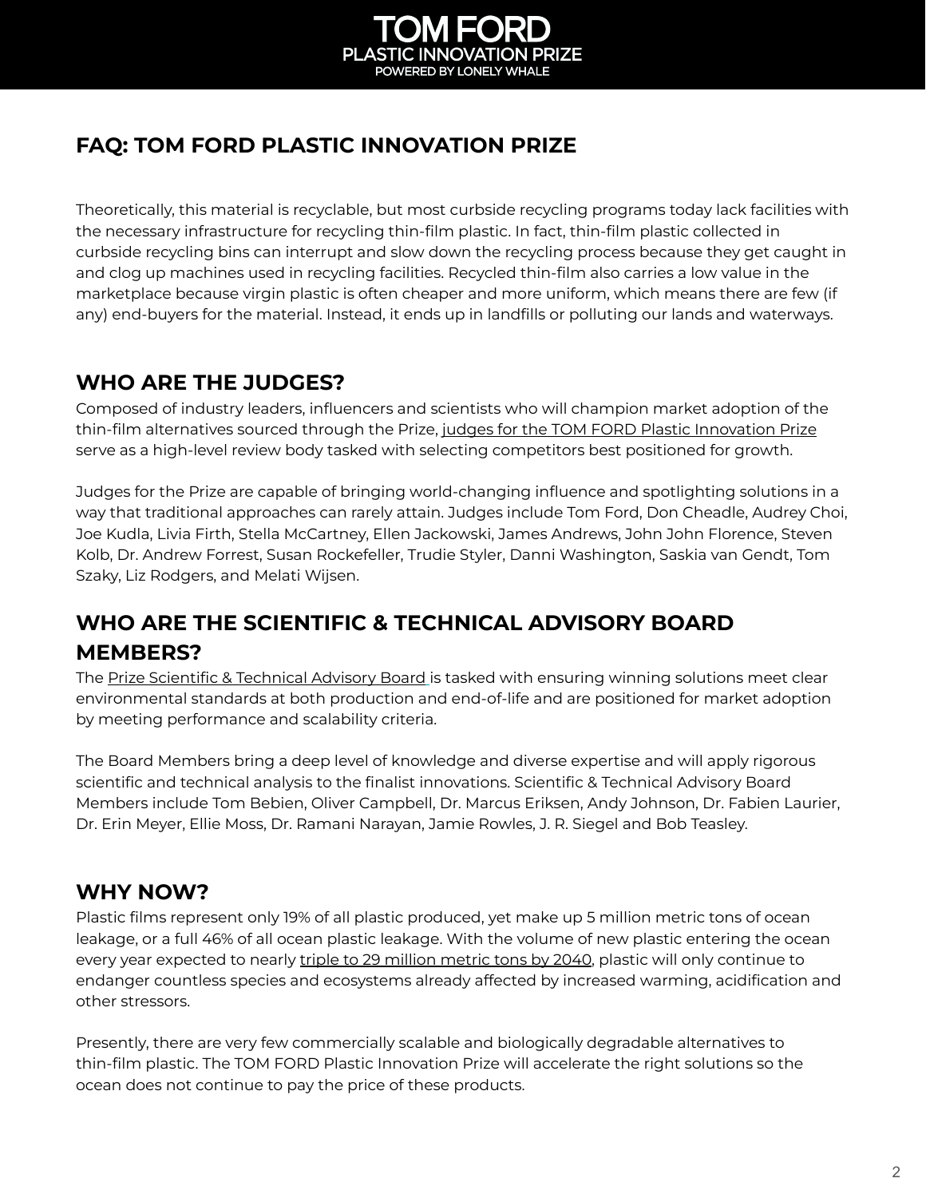# FAQ: TOM FORD PLASTIC INNOVATION PRIZE

Theoretically, this material is recyclable, but most curbside recycling programs today lack facilities with the necessary infrastructure for recycling thin-film plastic. In fact, thin-film plastic collected in curbside recycling bins can interrupt and slow down the recycling process because they get caught in and clog up machines used in recycling facilities. Recycled thin-film also carries a low value in the marketplace because virgin plastic is often cheaper and more uniform, which means there are few (if any) end-buyers for the material. Instead, it ends up in landfills or polluting our lands and waterways.

## WHO ARE THE JUDGES?

Composed of industry leaders, influencers and scientists who will champion market adoption of the thin-film alternatives sourced through the Prize, judges for the TOM FORD Plastic Innovation Prize serve as a high-level review body tasked with selecting competitors best positioned for growth.

Judges for the Prize are capable of bringing world-changing influence and spotlighting solutions in a way that traditional approaches can rarely attain. Judges include Tom Ford, Don Cheadle, Audrey Choi, Joe Kudla, Livia Firth, Stella McCartney, Ellen Jackowski, James Andrews, John John Florence, Steven Kolb, Dr. Andrew Forrest, Susan Rockefeller, Trudie Styler, Danni Washington, Saskia van Gendt, Tom Szaky, Liz Rodgers, and Melati Wijsen.

## WHO ARE THE SCIENTIFIC & TECHNICAL ADVISORY BOARD MEMBERS?

The Prize Scientific & Technical Advisory Board is tasked with ensuring winning solutions meet clear environmental standards at both production and end-of-life and are positioned for market adoption by meeting performance and scalability criteria.

The Board Members bring a deep level of knowledge and diverse expertise and will apply rigorous scientific and technical analysis to the finalist innovations. Scientific & Technical Advisory Board Members include Tom Bebien, Oliver Campbell, Dr. Marcus Eriksen, Andy Johnson, Dr. Fabien Laurier, Dr. Erin Meyer, Ellie Moss, Dr. Ramani Narayan, Jamie Rowles, J. R. Siegel and Bob Teasley.

## WHY NOW?

Plastic films represent only 19% of all plastic produced, yet make up 5 million metric tons of ocean leakage, or a full 46% of all ocean plastic leakage. With the volume of new plastic entering the ocean every year expected to nearly triple to 29 million metric tons by 2040, plastic will only continue to endanger countless species and ecosystems already affected by increased warming, acidification and other stressors.

Presently, there are very few commercially scalable and biologically degradable alternatives to thin-film plastic. The TOM FORD Plastic Innovation Prize will accelerate the right solutions so the ocean does not continue to pay the price of these products.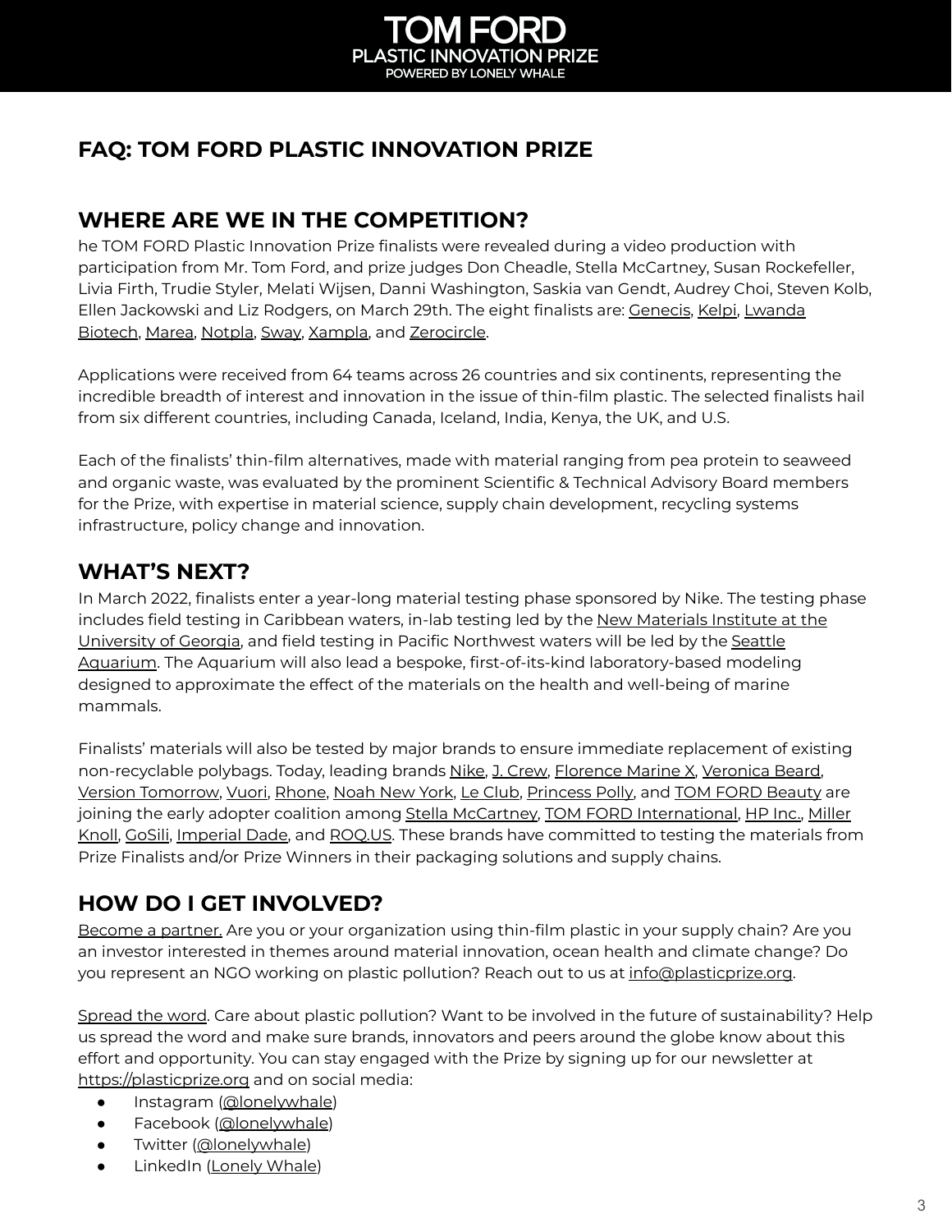# FAQ: TOM FORD PLASTIC INNOVATION PRIZE

## WHERE ARE WE IN THE COMPETITION?

he TOM FORD Plastic Innovation Prize finalists were revealed during a video production with participation from Mr. Tom Ford, and prize judges Don Cheadle, Stella McCartney, Susan Rockefeller, Livia Firth, Trudie Styler, Melati Wijsen, Danni Washington, Saskia van Gendt, Audrey Choi, Steven Kolb, Ellen Jackowski and Liz Rodgers, on March 29th. The eight finalists are: Genecis, Kelpi, Lwanda Biotech, Marea, Notpla, Sway, Xampla, and Zerocircle.

Applications were received from 64 teams across 26 countries and six continents, representing the incredible breadth of interest and innovation in the issue of thin-film plastic. The selected finalists hail from six different countries, including Canada, Iceland, India, Kenya, the UK, and U.S.

Each of the finalists' thin-film alternatives, made with material ranging from pea protein to seaweed and organic waste, was evaluated by the prominent Scientific & Technical Advisory Board members for the Prize, with expertise in material science, supply chain development, recycling systems infrastructure, policy change and innovation.

## WHAT'S NEXT?

In March 2022, finalists enter a year-long material testing phase sponsored by Nike. The testing phase includes field testing in Caribbean waters, in-lab testing led by the New Materials Institute at the University of Georgia, and field testing in Pacific Northwest waters will be led by the Seattle Aquarium. The Aquarium will also lead a bespoke, first-of-its-kind laboratory-based modeling designed to approximate the effect of the materials on the health and well-being of marine mammals.

Finalists' materials will also be tested by major brands to ensure immediate replacement of existing non-recyclable polybags. Today, leading brands Nike, J. Crew, Florence Marine X, Veronica Beard, Version Tomorrow, Vuori, Rhone, Noah New York, Le Club, Princess Polly, and TOM FORD Beauty are joining the early adopter coalition among Stella McCartney, TOM FORD International, HP Inc., Miller Knoll, GoSili, Imperial Dade, and ROQ.US. These brands have committed to testing the materials from Prize Finalists and/or Prize Winners in their packaging solutions and supply chains.

## HOW DO I GET INVOLVED?

Become a partner. Are you or your organization using thin-film plastic in your supply chain? Are you an investor interested in themes around material innovation, ocean health and climate change? Do you represent an NGO working on plastic pollution? Reach out to us at info@plasticprize.org.

Spread the word. Care about plastic pollution? Want to be involved in the future of sustainability? Help us spread the word and make sure brands, innovators and peers around the globe know about this effort and opportunity. You can stay engaged with the Prize by signing up for our newsletter at https://plasticprize.org and on social media:

- Instagram (@lonelywhale)
- Facebook (@lonelywhale)
- Twitter (@lonelywhale)
- LinkedIn (Lonely Whale)